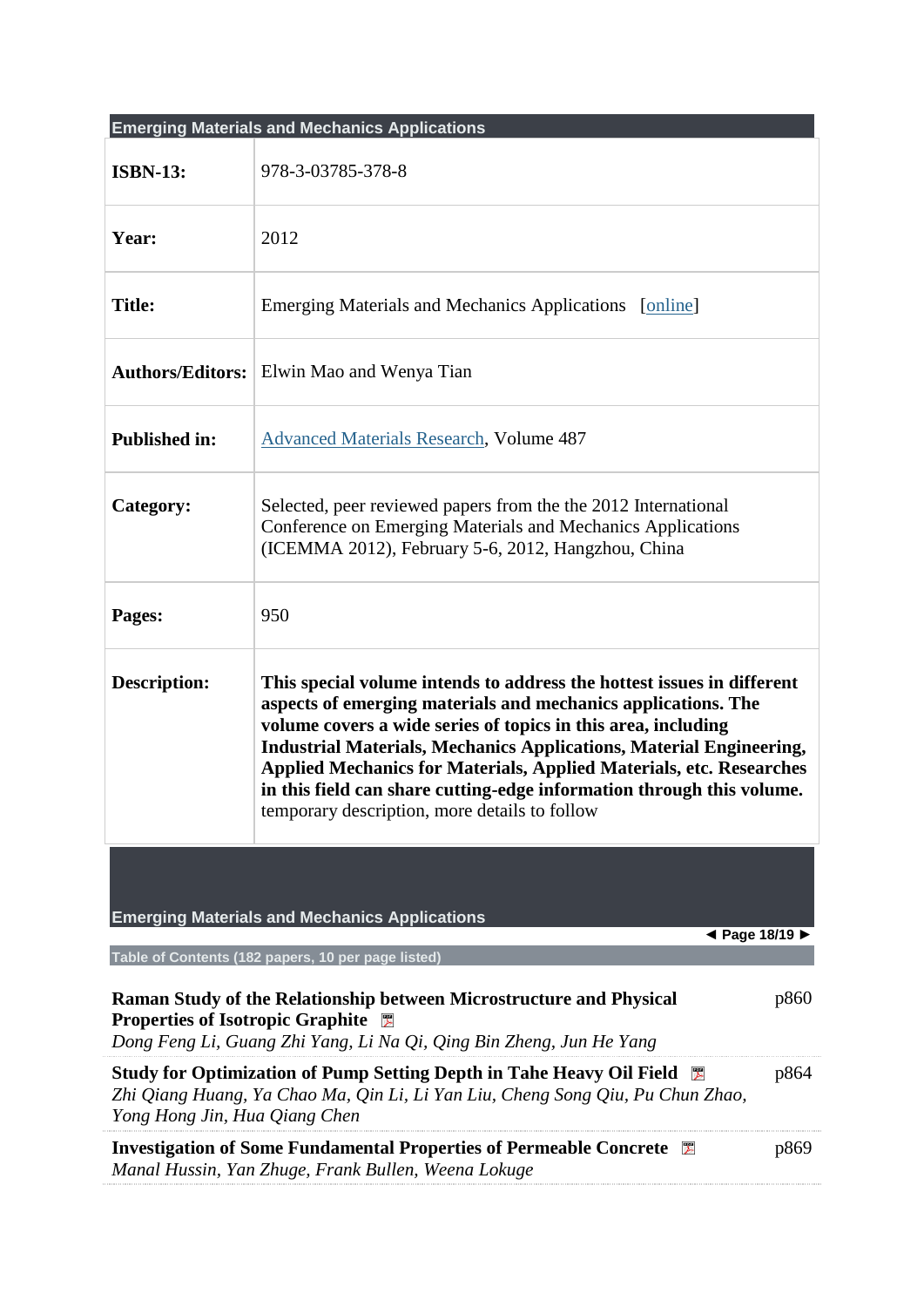## Emerging Materials and Mechanics Applications

| | |
|---|---|
| **ISBN-13:** | 978-3-03785-378-8 |
| **Year:** | 2012 |
| **Title:** | Emerging Materials and Mechanics Applications [online] |
| **Authors/Editors:** | Elwin Mao and Wenya Tian |
| **Published in:** | Advanced Materials Research, Volume 487 |
| **Category:** | Selected, peer reviewed papers from the the 2012 International Conference on Emerging Materials and Mechanics Applications (ICEMMA 2012), February 5-6, 2012, Hangzhou, China |
| **Pages:** | 950 |
| **Description:** | **This special volume intends to address the hottest issues in different aspects of emerging materials and mechanics applications. The volume covers a wide series of topics in this area, including Industrial Materials, Mechanics Applications, Material Engineering, Applied Mechanics for Materials, Applied Materials, etc. Researches in this field can share cutting-edge information through this volume.** temporary description, more details to follow |

## Emerging Materials and Mechanics Applications

◄ Page 18/19 ►

**Table of Contents (182 papers, 10 per page listed)**

**Raman Study of the Relationship between Microstructure and Physical Properties of Isotropic Graphite** — p860
*Dong Feng Li, Guang Zhi Yang, Li Na Qi, Qing Bin Zheng, Jun He Yang*

**Study for Optimization of Pump Setting Depth in Tahe Heavy Oil Field** — p864
*Zhi Qiang Huang, Ya Chao Ma, Qin Li, Li Yan Liu, Cheng Song Qiu, Pu Chun Zhao, Yong Hong Jin, Hua Qiang Chen*

**Investigation of Some Fundamental Properties of Permeable Concrete** — p869
*Manal Hussin, Yan Zhuge, Frank Bullen, Weena Lokuge*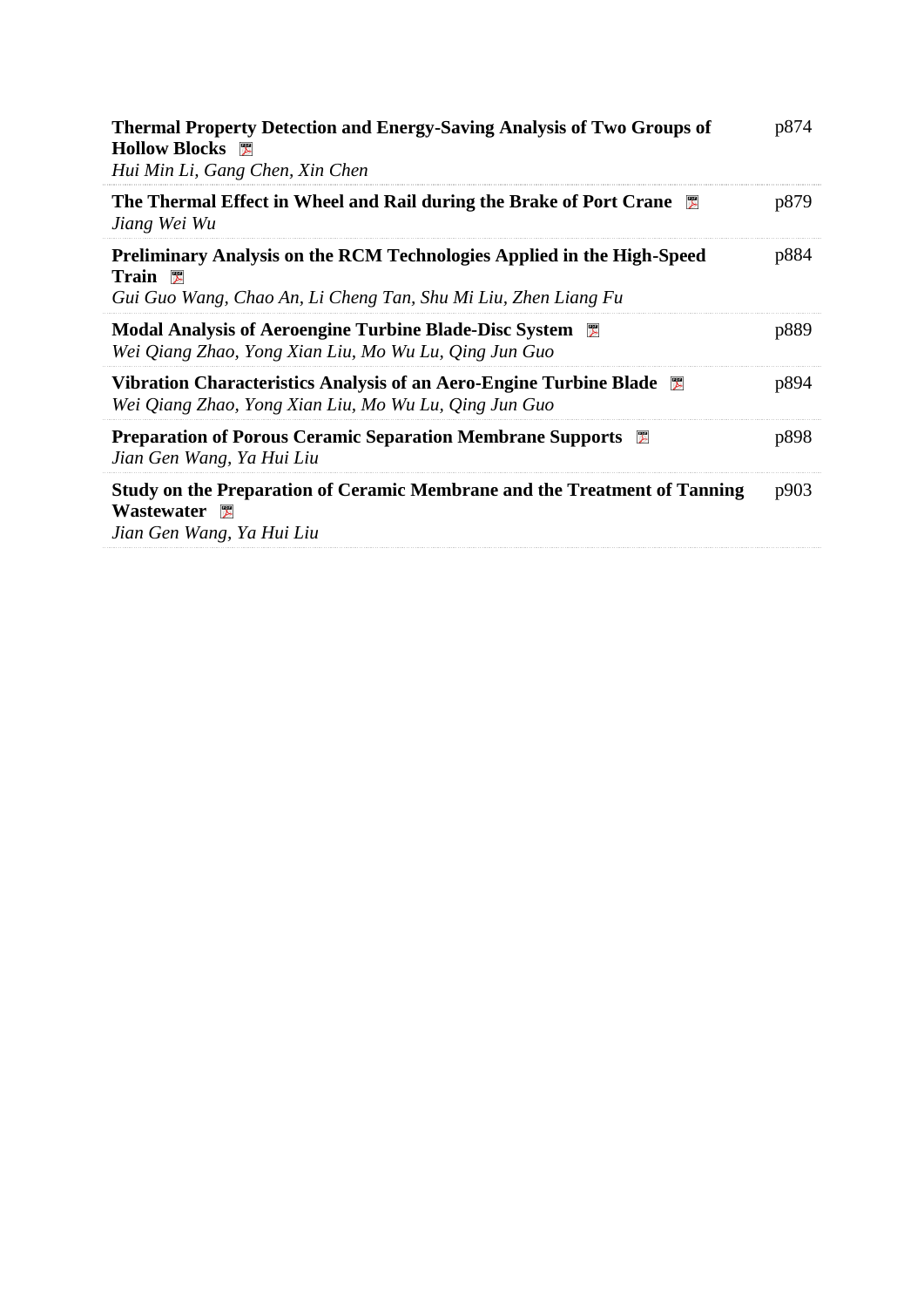**Thermal Property Detection and Energy-Saving Analysis of Two Groups of Hollow Blocks** p874
*Hui Min Li, Gang Chen, Xin Chen*

**The Thermal Effect in Wheel and Rail during the Brake of Port Crane** p879
*Jiang Wei Wu*

**Preliminary Analysis on the RCM Technologies Applied in the High-Speed Train** p884
*Gui Guo Wang, Chao An, Li Cheng Tan, Shu Mi Liu, Zhen Liang Fu*

**Modal Analysis of Aeroengine Turbine Blade-Disc System** p889
*Wei Qiang Zhao, Yong Xian Liu, Mo Wu Lu, Qing Jun Guo*

**Vibration Characteristics Analysis of an Aero-Engine Turbine Blade** p894
*Wei Qiang Zhao, Yong Xian Liu, Mo Wu Lu, Qing Jun Guo*

**Preparation of Porous Ceramic Separation Membrane Supports** p898
*Jian Gen Wang, Ya Hui Liu*

**Study on the Preparation of Ceramic Membrane and the Treatment of Tanning Wastewater** p903
*Jian Gen Wang, Ya Hui Liu*